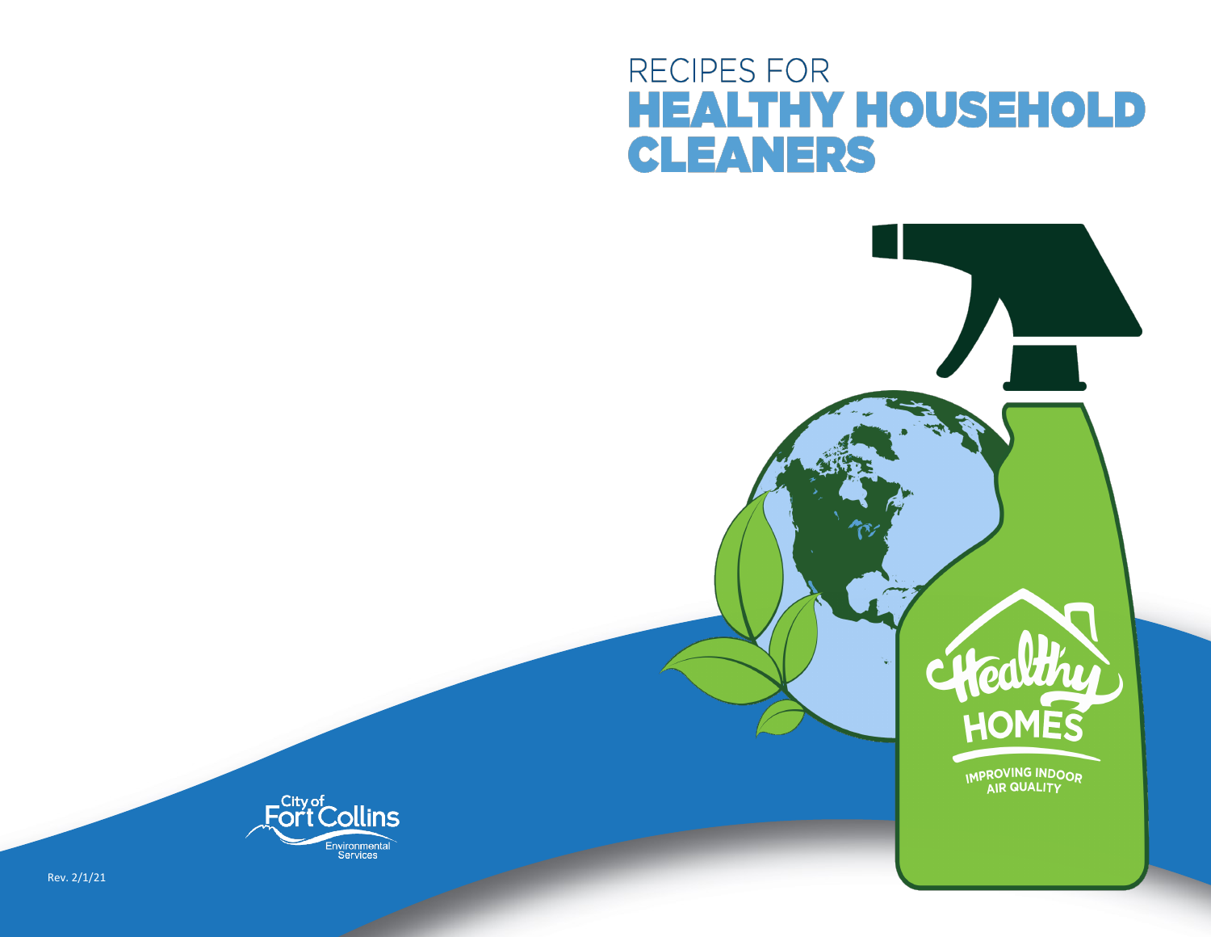RECIPES FOR

# HEALTHY HOUSEHOLD CLEANERS

Healthy HOMES

IMPROVING INDOOR AIR QUALITY

City of Fort Collins Environmental Services

Rev. 2/1/21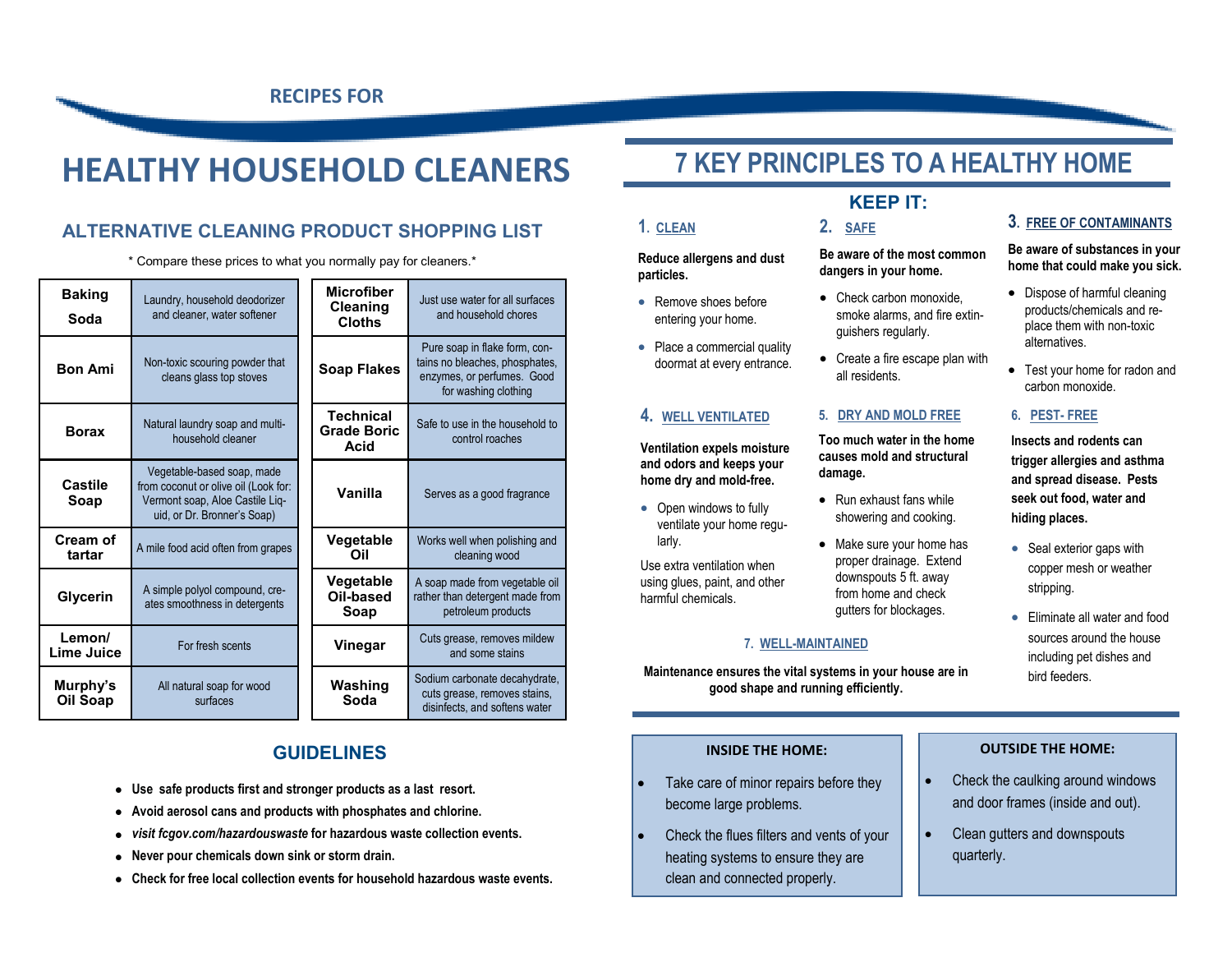RECIPES FOR

# HEALTHY HOUSEHOLD CLEANERS

## ALTERNATIVE CLEANING PRODUCT SHOPPING LIST

* Compare these prices to what you normally pay for cleaners.*

| Product | Use | Product | Use |
|---|---|---|---|
| **Baking Soda** | Laundry, household deodorizer and cleaner, water softener | **Microfiber Cleaning Cloths** | Just use water for all surfaces and household chores |
| **Bon Ami** | Non-toxic scouring powder that cleans glass top stoves | **Soap Flakes** | Pure soap in flake form, contains no bleaches, phosphates, enzymes, or perfumes. Good for washing clothing |
| **Borax** | Natural laundry soap and multi-household cleaner | **Technical Grade Boric Acid** | Safe to use in the household to control roaches |
| **Castile Soap** | Vegetable-based soap, made from coconut or olive oil (Look for: Vermont soap, Aloe Castile Liquid, or Dr. Bronner's Soap) | **Vanilla** | Serves as a good fragrance |
| **Cream of tartar** | A mile food acid often from grapes | **Vegetable Oil** | Works well when polishing and cleaning wood |
| **Glycerin** | A simple polyol compound, creates smoothness in detergents | **Vegetable Oil-based Soap** | A soap made from vegetable oil rather than detergent made from petroleum products |
| **Lemon/ Lime Juice** | For fresh scents | **Vinegar** | Cuts grease, removes mildew and some stains |
| **Murphy's Oil Soap** | All natural soap for wood surfaces | **Washing Soda** | Sodium carbonate decahydrate, cuts grease, removes stains, disinfects, and softens water |

## GUIDELINES

- **Use safe products first and stronger products as a last resort.**
- **Avoid aerosol cans and products with phosphates and chlorine.**
- ***visit fcgov.com/hazardouswaste* for hazardous waste collection events.**
- **Never pour chemicals down sink or storm drain.**
- **Check for free local collection events for household hazardous waste events.**

# 7 KEY PRINCIPLES TO A HEALTHY HOME

## KEEP IT:

### 1. CLEAN

**Reduce allergens and dust particles.**

- Remove shoes before entering your home.
- Place a commercial quality doormat at every entrance.

### 2. SAFE

**Be aware of the most common dangers in your home.**

- Check carbon monoxide, smoke alarms, and fire extinguishers regularly.
- Create a fire escape plan with all residents.

### 3. FREE OF CONTAMINANTS

**Be aware of substances in your home that could make you sick.**

- Dispose of harmful cleaning products/chemicals and replace them with non-toxic alternatives.
- Test your home for radon and carbon monoxide.

### 4. WELL VENTILATED

**Ventilation expels moisture and odors and keeps your home dry and mold-free.**

- Open windows to fully ventilate your home regularly.

Use extra ventilation when using glues, paint, and other harmful chemicals.

### 5. DRY AND MOLD FREE

**Too much water in the home causes mold and structural damage.**

- Run exhaust fans while showering and cooking.
- Make sure your home has proper drainage. Extend downspouts 5 ft. away from home and check gutters for blockages.

### 6. PEST- FREE

**Insects and rodents can trigger allergies and asthma and spread disease. Pests seek out food, water and hiding places.**

- Seal exterior gaps with copper mesh or weather stripping.
- Eliminate all water and food sources around the house including pet dishes and bird feeders.

### 7. WELL-MAINTAINED

**Maintenance ensures the vital systems in your house are in good shape and running efficiently.**

**INSIDE THE HOME:**

- Take care of minor repairs before they become large problems.
- Check the flues filters and vents of your heating systems to ensure they are clean and connected properly.

**OUTSIDE THE HOME:**

- Check the caulking around windows and door frames (inside and out).
- Clean gutters and downspouts quarterly.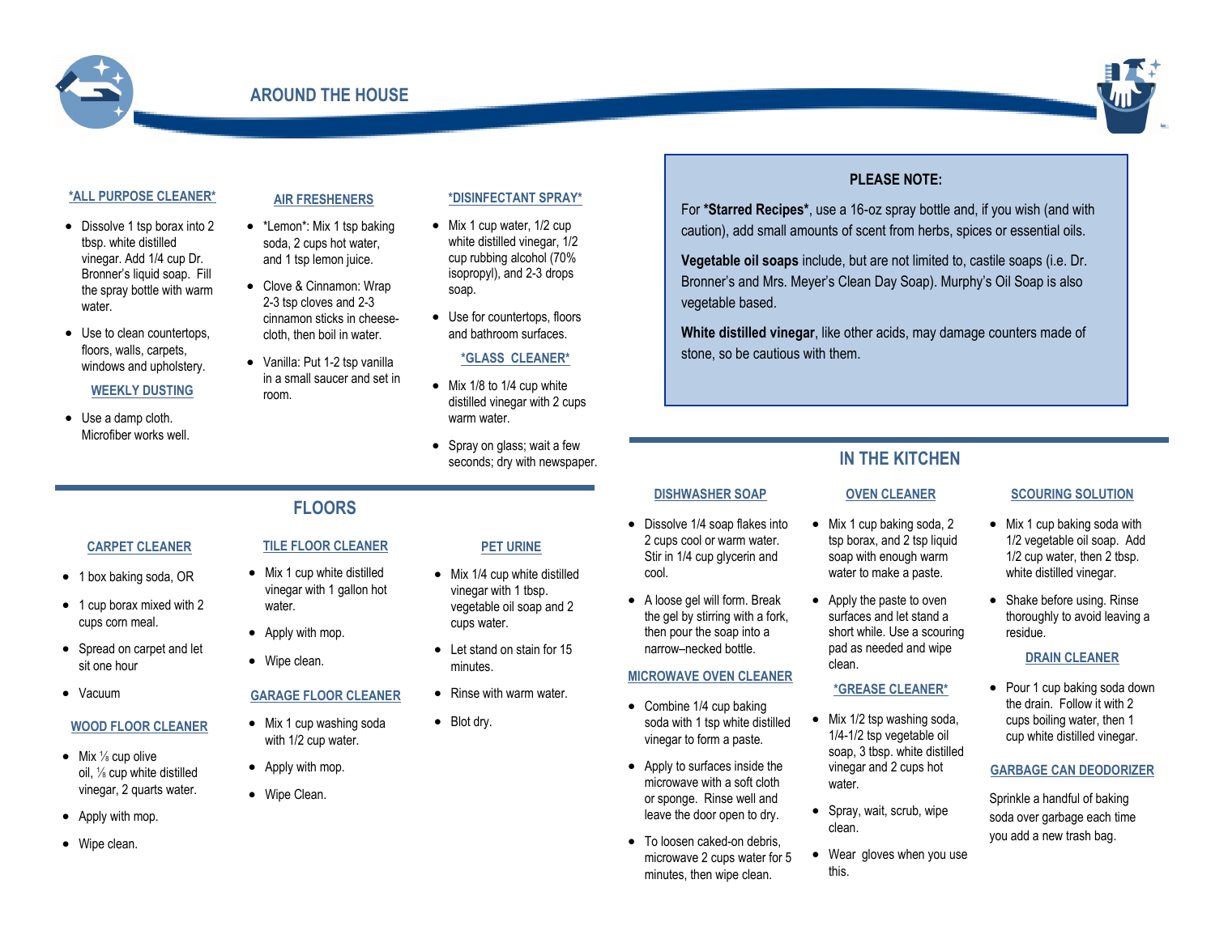# AROUND THE HOUSE

### *ALL PURPOSE CLEANER*

- Dissolve 1 tsp borax into 2 tbsp. white distilled vinegar. Add 1/4 cup Dr. Bronner's liquid soap. Fill the spray bottle with warm water.
- Use to clean countertops, floors, walls, carpets, windows and upholstery.

### WEEKLY DUSTING

- Use a damp cloth. Microfiber works well.

### AIR FRESHENERS

- *Lemon*: Mix 1 tsp baking soda, 2 cups hot water, and 1 tsp lemon juice.
- Clove & Cinnamon: Wrap 2-3 tsp cloves and 2-3 cinnamon sticks in cheese-cloth, then boil in water.
- Vanilla: Put 1-2 tsp vanilla in a small saucer and set in room.

### *DISINFECTANT SPRAY*

- Mix 1 cup water, 1/2 cup white distilled vinegar, 1/2 cup rubbing alcohol (70% isopropyl), and 2-3 drops soap.
- Use for countertops, floors and bathroom surfaces.

### *GLASS CLEANER*

- Mix 1/8 to 1/4 cup white distilled vinegar with 2 cups warm water.
- Spray on glass; wait a few seconds; dry with newspaper.

**PLEASE NOTE:**

For ***Starred Recipes***, use a 16-oz spray bottle and, if you wish (and with caution), add small amounts of scent from herbs, spices or essential oils.

**Vegetable oil soaps** include, but are not limited to, castile soaps (i.e. Dr. Bronner's and Mrs. Meyer's Clean Day Soap). Murphy's Oil Soap is also vegetable based.

**White distilled vinegar**, like other acids, may damage counters made of stone, so be cautious with them.

## FLOORS

### CARPET CLEANER

- 1 box baking soda, OR
- 1 cup borax mixed with 2 cups corn meal.
- Spread on carpet and let sit one hour
- Vacuum

### WOOD FLOOR CLEANER

- Mix ⅛ cup olive oil, ⅛ cup white distilled vinegar, 2 quarts water.
- Apply with mop.
- Wipe clean.

### TILE FLOOR CLEANER

- Mix 1 cup white distilled vinegar with 1 gallon hot water.
- Apply with mop.
- Wipe clean.

### GARAGE FLOOR CLEANER

- Mix 1 cup washing soda with 1/2 cup water.
- Apply with mop.
- Wipe Clean.

### PET URINE

- Mix 1/4 cup white distilled vinegar with 1 tbsp. vegetable oil soap and 2 cups water.
- Let stand on stain for 15 minutes.
- Rinse with warm water.
- Blot dry.

## IN THE KITCHEN

### DISHWASHER SOAP

- Dissolve 1/4 soap flakes into 2 cups cool or warm water. Stir in 1/4 cup glycerin and cool.
- A loose gel will form. Break the gel by stirring with a fork, then pour the soap into a narrow–necked bottle.

### MICROWAVE OVEN CLEANER

- Combine 1/4 cup baking soda with 1 tsp white distilled vinegar to form a paste.
- Apply to surfaces inside the microwave with a soft cloth or sponge. Rinse well and leave the door open to dry.
- To loosen caked-on debris, microwave 2 cups water for 5 minutes, then wipe clean.

### OVEN CLEANER

- Mix 1 cup baking soda, 2 tsp borax, and 2 tsp liquid soap with enough warm water to make a paste.
- Apply the paste to oven surfaces and let stand a short while. Use a scouring pad as needed and wipe clean.

### *GREASE CLEANER*

- Mix 1/2 tsp washing soda, 1/4-1/2 tsp vegetable oil soap, 3 tbsp. white distilled vinegar and 2 cups hot water.
- Spray, wait, scrub, wipe clean.
- Wear gloves when you use this.

### SCOURING SOLUTION

- Mix 1 cup baking soda with 1/2 vegetable oil soap. Add 1/2 cup water, then 2 tbsp. white distilled vinegar.
- Shake before using. Rinse thoroughly to avoid leaving a residue.

### DRAIN CLEANER

- Pour 1 cup baking soda down the drain. Follow it with 2 cups boiling water, then 1 cup white distilled vinegar.

### GARBAGE CAN DEODORIZER

Sprinkle a handful of baking soda over garbage each time you add a new trash bag.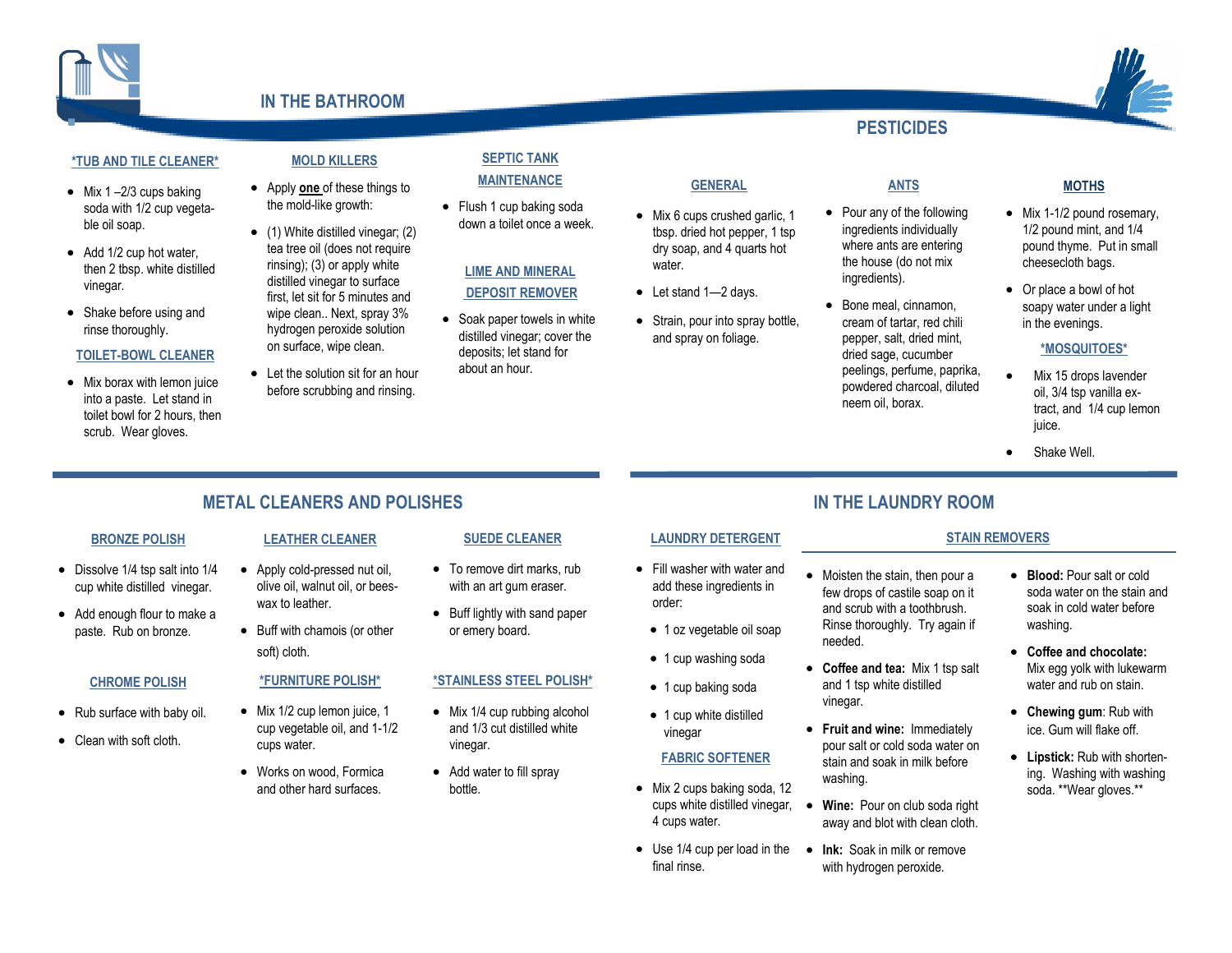## IN THE BATHROOM

### *TUB AND TILE CLEANER*

- Mix 1 –2/3 cups baking soda with 1/2 cup vegetable oil soap.
- Add 1/2 cup hot water, then 2 tbsp. white distilled vinegar.
- Shake before using and rinse thoroughly.

### TOILET-BOWL CLEANER

- Mix borax with lemon juice into a paste. Let stand in toilet bowl for 2 hours, then scrub. Wear gloves.

### MOLD KILLERS

- Apply **one** of these things to the mold-like growth:
- (1) White distilled vinegar; (2) tea tree oil (does not require rinsing); (3) or apply white distilled vinegar to surface first, let sit for 5 minutes and wipe clean.. Next, spray 3% hydrogen peroxide solution on surface, wipe clean.
- Let the solution sit for an hour before scrubbing and rinsing.

### SEPTIC TANK MAINTENANCE

- Flush 1 cup baking soda down a toilet once a week.

### LIME AND MINERAL DEPOSIT REMOVER

- Soak paper towels in white distilled vinegar; cover the deposits; let stand for about an hour.

## PESTICIDES

### GENERAL

- Mix 6 cups crushed garlic, 1 tbsp. dried hot pepper, 1 tsp dry soap, and 4 quarts hot water.
- Let stand 1—2 days.
- Strain, pour into spray bottle, and spray on foliage.

### ANTS

- Pour any of the following ingredients individually where ants are entering the house (do not mix ingredients).
- Bone meal, cinnamon, cream of tartar, red chili pepper, salt, dried mint, dried sage, cucumber peelings, perfume, paprika, powdered charcoal, diluted neem oil, borax.

### MOTHS

- Mix 1-1/2 pound rosemary, 1/2 pound mint, and 1/4 pound thyme. Put in small cheesecloth bags.
- Or place a bowl of hot soapy water under a light in the evenings.

### *MOSQUITOES*

- Mix 15 drops lavender oil, 3/4 tsp vanilla extract, and 1/4 cup lemon juice.
- Shake Well.

## METAL CLEANERS AND POLISHES

### BRONZE POLISH

- Dissolve 1/4 tsp salt into 1/4 cup white distilled vinegar.
- Add enough flour to make a paste. Rub on bronze.

### CHROME POLISH

- Rub surface with baby oil.
- Clean with soft cloth.

### LEATHER CLEANER

- Apply cold-pressed nut oil, olive oil, walnut oil, or beeswax to leather.
- Buff with chamois (or other soft) cloth.

### *FURNITURE POLISH*

- Mix 1/2 cup lemon juice, 1 cup vegetable oil, and 1-1/2 cups water.
- Works on wood, Formica and other hard surfaces.

### SUEDE CLEANER

- To remove dirt marks, rub with an art gum eraser.
- Buff lightly with sand paper or emery board.

### *STAINLESS STEEL POLISH*

- Mix 1/4 cup rubbing alcohol and 1/3 cut distilled white vinegar.
- Add water to fill spray bottle.

## IN THE LAUNDRY ROOM

### LAUNDRY DETERGENT

- Fill washer with water and add these ingredients in order:
  - 1 oz vegetable oil soap
  - 1 cup washing soda
  - 1 cup baking soda
  - 1 cup white distilled vinegar

### FABRIC SOFTENER

- Mix 2 cups baking soda, 12 cups white distilled vinegar, 4 cups water.
- Use 1/4 cup per load in the final rinse.

### STAIN REMOVERS

- Moisten the stain, then pour a few drops of castile soap on it and scrub with a toothbrush. Rinse thoroughly. Try again if needed.
- **Coffee and tea:** Mix 1 tsp salt and 1 tsp white distilled vinegar.
- **Fruit and wine:** Immediately pour salt or cold soda water on stain and soak in milk before washing.
- **Wine:** Pour on club soda right away and blot with clean cloth.
- **Ink:** Soak in milk or remove with hydrogen peroxide.
- **Blood:** Pour salt or cold soda water on the stain and soak in cold water before washing.
- **Coffee and chocolate:** Mix egg yolk with lukewarm water and rub on stain.
- **Chewing gum**: Rub with ice. Gum will flake off.
- **Lipstick:** Rub with shortening. Washing with washing soda. **Wear gloves.**